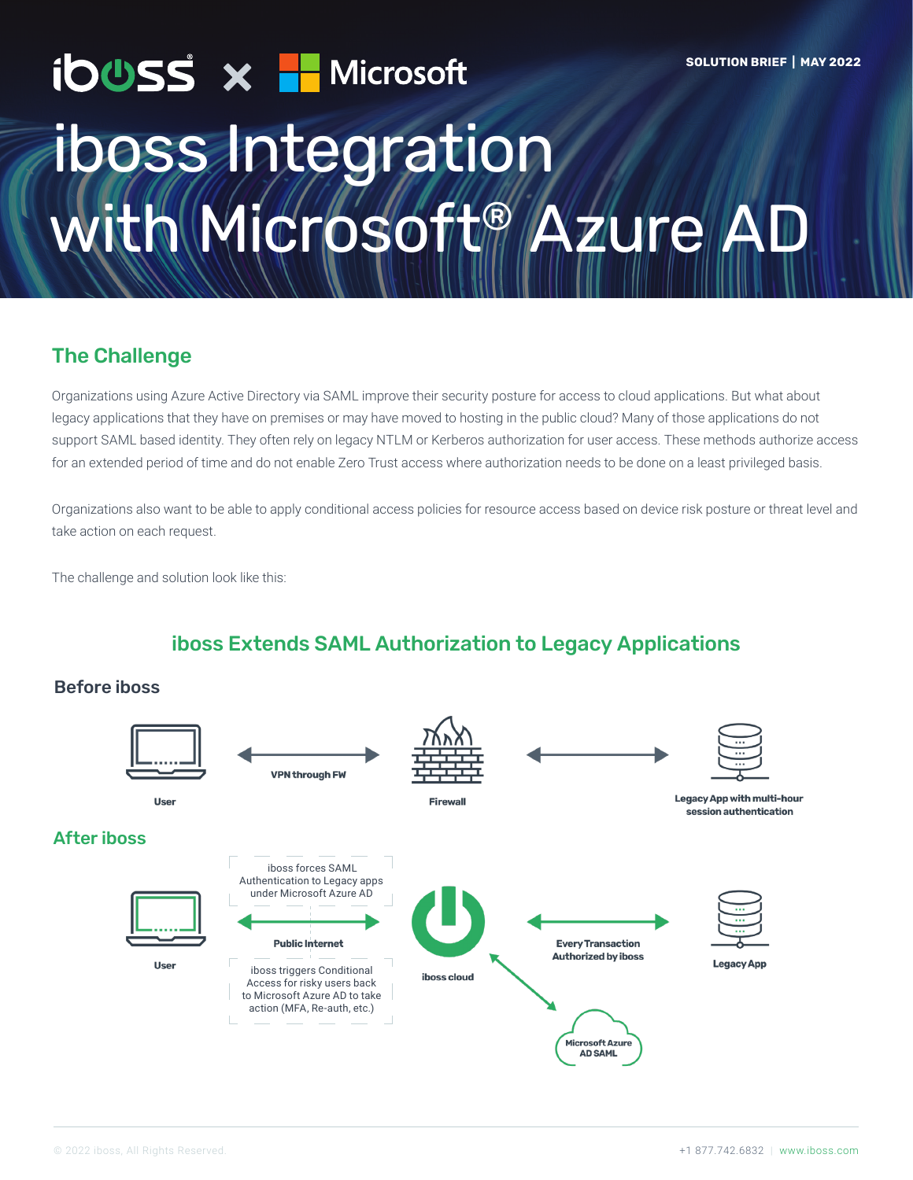iboss × Microsoft

SOLUTION BRIEF | MAY 2022

# iboss Integration with Microsoft® Azure AD

## The Challenge

Organizations using Azure Active Directory via SAML improve their security posture for access to cloud applications. But what about legacy applications that they have on premises or may have moved to hosting in the public cloud? Many of those applications do not support SAML based identity. They often rely on legacy NTLM or Kerberos authorization for user access. These methods authorize access for an extended period of time and do not enable Zero Trust access where authorization needs to be done on a least privileged basis.

Organizations also want to be able to apply conditional access policies for resource access based on device risk posture or threat level and take action on each request.

The challenge and solution look like this:

### iboss Extends SAML Authorization to Legacy Applications

**Before iboss**

User ← VPN through FW → Firewall ← → Legacy App with multi-hour session authentication

**After iboss**

User ← Public Internet → iboss cloud ← Every Transaction Authorized by iboss → Legacy App

iboss cloud ↔ Microsoft Azure AD SAML

iboss forces SAML Authentication to Legacy apps under Microsoft Azure AD

iboss triggers Conditional Access for risky users back to Microsoft Azure AD to take action (MFA, Re-auth, etc.)

© 2022 iboss, All Rights Reserved. +1 877.742.6832 | www.iboss.com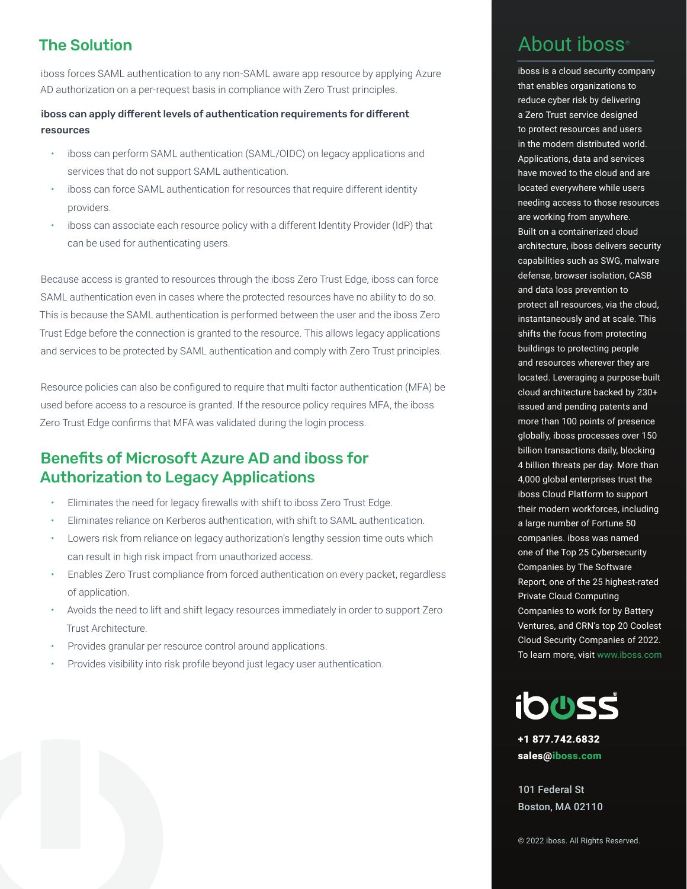## The Solution

iboss forces SAML authentication to any non-SAML aware app resource by applying Azure AD authorization on a per-request basis in compliance with Zero Trust principles.

**iboss can apply different levels of authentication requirements for different resources**

- iboss can perform SAML authentication (SAML/OIDC) on legacy applications and services that do not support SAML authentication.
- iboss can force SAML authentication for resources that require different identity providers.
- iboss can associate each resource policy with a different Identity Provider (IdP) that can be used for authenticating users.

Because access is granted to resources through the iboss Zero Trust Edge, iboss can force SAML authentication even in cases where the protected resources have no ability to do so. This is because the SAML authentication is performed between the user and the iboss Zero Trust Edge before the connection is granted to the resource. This allows legacy applications and services to be protected by SAML authentication and comply with Zero Trust principles.

Resource policies can also be configured to require that multi factor authentication (MFA) be used before access to a resource is granted. If the resource policy requires MFA, the iboss Zero Trust Edge confirms that MFA was validated during the login process.

## Benefits of Microsoft Azure AD and iboss for Authorization to Legacy Applications

- Eliminates the need for legacy firewalls with shift to iboss Zero Trust Edge.
- Eliminates reliance on Kerberos authentication, with shift to SAML authentication.
- Lowers risk from reliance on legacy authorization's lengthy session time outs which can result in high risk impact from unauthorized access.
- Enables Zero Trust compliance from forced authentication on every packet, regardless of application.
- Avoids the need to lift and shift legacy resources immediately in order to support Zero Trust Architecture.
- Provides granular per resource control around applications.
- Provides visibility into risk profile beyond just legacy user authentication.

## About iboss®

iboss is a cloud security company that enables organizations to reduce cyber risk by delivering a Zero Trust service designed to protect resources and users in the modern distributed world. Applications, data and services have moved to the cloud and are located everywhere while users needing access to those resources are working from anywhere. Built on a containerized cloud architecture, iboss delivers security capabilities such as SWG, malware defense, browser isolation, CASB and data loss prevention to protect all resources, via the cloud, instantaneously and at scale. This shifts the focus from protecting buildings to protecting people and resources wherever they are located. Leveraging a purpose-built cloud architecture backed by 230+ issued and pending patents and more than 100 points of presence globally, iboss processes over 150 billion transactions daily, blocking 4 billion threats per day. More than 4,000 global enterprises trust the iboss Cloud Platform to support their modern workforces, including a large number of Fortune 50 companies. iboss was named one of the Top 25 Cybersecurity Companies by The Software Report, one of the 25 highest-rated Private Cloud Computing Companies to work for by Battery Ventures, and CRN's top 20 Coolest Cloud Security Companies of 2022. To learn more, visit www.iboss.com

iboss®

**+1 877.742.6832**
**sales@iboss.com**

101 Federal St
Boston, MA 02110

© 2022 iboss. All Rights Reserved.